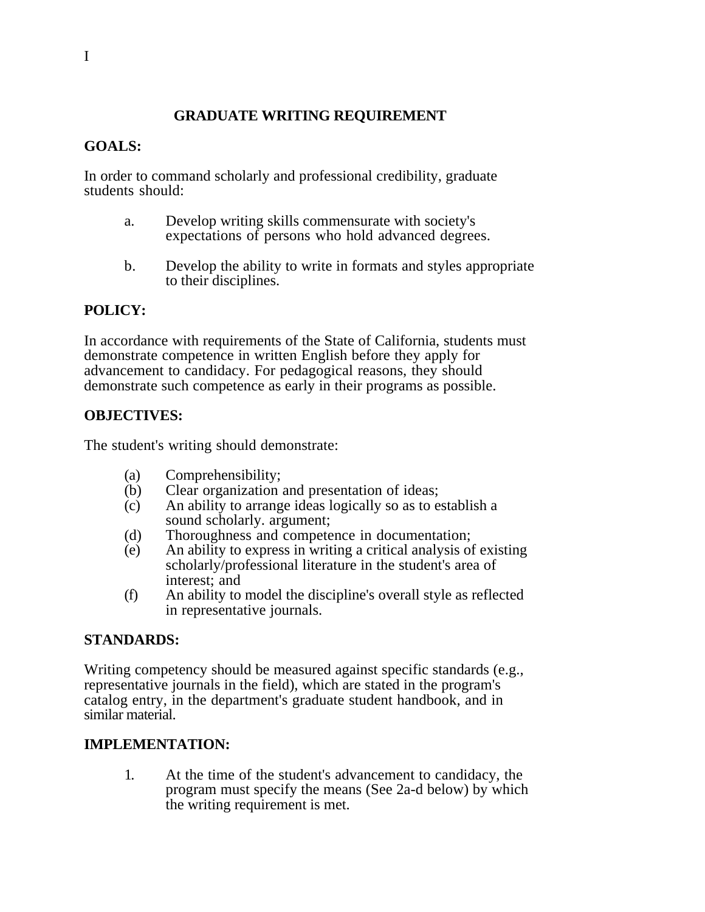I

# GRADUATE WRITING REQUIREMENT

## GOALS:

In order to command scholarly and professional credibility, graduate students should:

a. Develop writing skills commensurate with society's expectations of persons who hold advanced degrees.

b. Develop the ability to write in formats and styles appropriate to their disciplines.

## POLICY:

In accordance with requirements of the State of California, students must demonstrate competence in written English before they apply for advancement to candidacy. For pedagogical reasons, they should demonstrate such competence as early in their programs as possible.

## OBJECTIVES:

The student's writing should demonstrate:

(a) Comprehensibility;
(b) Clear organization and presentation of ideas;
(c) An ability to arrange ideas logically so as to establish a sound scholarly. argument;
(d) Thoroughness and competence in documentation;
(e) An ability to express in writing a critical analysis of existing scholarly/professional literature in the student's area of interest; and
(f) An ability to model the discipline's overall style as reflected in representative journals.

## STANDARDS:

Writing competency should be measured against specific standards (e.g., representative journals in the field), which are stated in the program's catalog entry, in the department's graduate student handbook, and in similar material.

## IMPLEMENTATION:

1. At the time of the student's advancement to candidacy, the program must specify the means (See 2a-d below) by which the writing requirement is met.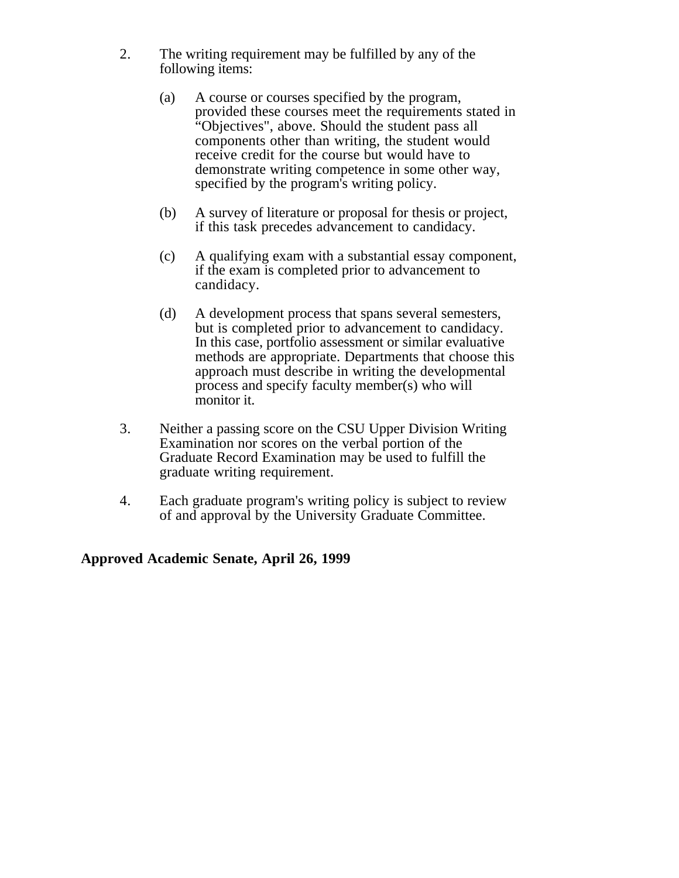2. The writing requirement may be fulfilled by any of the following items:

   (a) A course or courses specified by the program, provided these courses meet the requirements stated in "Objectives", above. Should the student pass all components other than writing, the student would receive credit for the course but would have to demonstrate writing competence in some other way, specified by the program's writing policy.

   (b) A survey of literature or proposal for thesis or project, if this task precedes advancement to candidacy.

   (c) A qualifying exam with a substantial essay component, if the exam is completed prior to advancement to candidacy.

   (d) A development process that spans several semesters, but is completed prior to advancement to candidacy. In this case, portfolio assessment or similar evaluative methods are appropriate. Departments that choose this approach must describe in writing the developmental process and specify faculty member(s) who will monitor it.

3. Neither a passing score on the CSU Upper Division Writing Examination nor scores on the verbal portion of the Graduate Record Examination may be used to fulfill the graduate writing requirement.

4. Each graduate program's writing policy is subject to review of and approval by the University Graduate Committee.

**Approved Academic Senate, April 26, 1999**